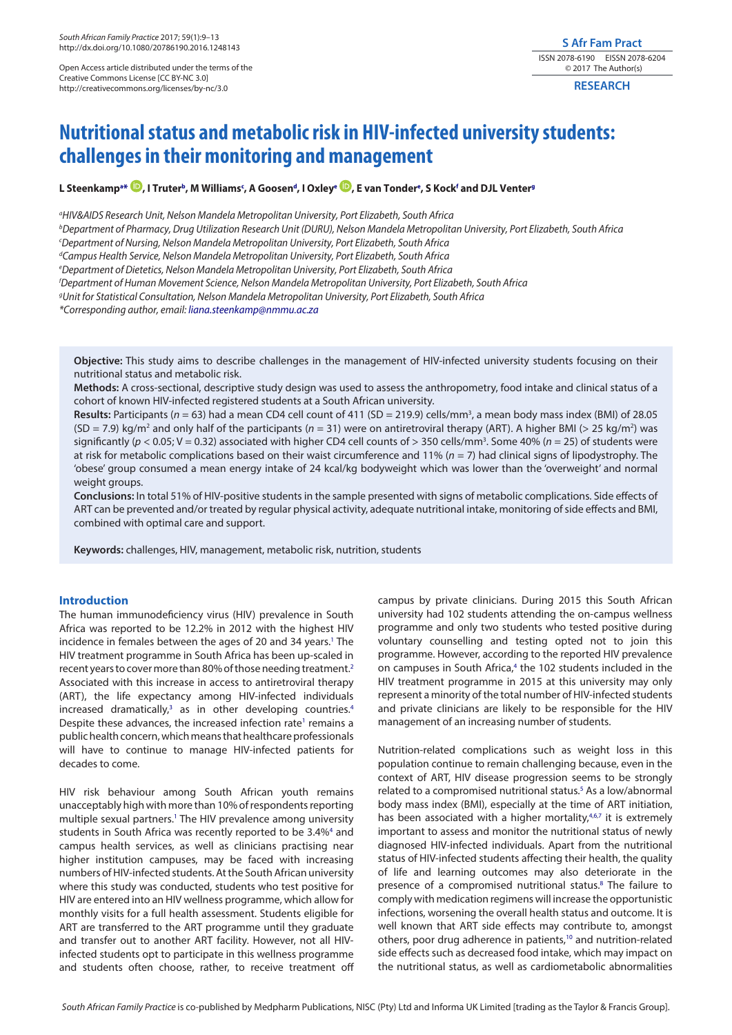Open Access article distributed under the terms of the Creative Commons License [CC BY-NC 3.0] http://creativecommons.org/licenses/by-nc/3.0

**RESEARCH**

# Nutritional status and metabolic risk in HIV-infected university students: challenges in their monitoring and management

**L Steenkamp[a]*, I Truter[b], M Williams[c], A Goosen[d], I Oxley[e], E van Tonder[e], S Kock[f] and DJL Venter[g]**

[a]HIV&AIDS Research Unit, Nelson Mandela Metropolitan University, Port Elizabeth, South Africa
[b]Department of Pharmacy, Drug Utilization Research Unit (DURU), Nelson Mandela Metropolitan University, Port Elizabeth, South Africa
[c]Department of Nursing, Nelson Mandela Metropolitan University, Port Elizabeth, South Africa
[d]Campus Health Service, Nelson Mandela Metropolitan University, Port Elizabeth, South Africa
[e]Department of Dietetics, Nelson Mandela Metropolitan University, Port Elizabeth, South Africa
[f]Department of Human Movement Science, Nelson Mandela Metropolitan University, Port Elizabeth, South Africa
[g]Unit for Statistical Consultation, Nelson Mandela Metropolitan University, Port Elizabeth, South Africa
*Corresponding author, email: liana.steenkamp@nmmu.ac.za

**Objective:** This study aims to describe challenges in the management of HIV-infected university students focusing on their nutritional status and metabolic risk.

**Methods:** A cross-sectional, descriptive study design was used to assess the anthropometry, food intake and clinical status of a cohort of known HIV-infected registered students at a South African university.

**Results:** Participants ($n = 63$) had a mean CD4 cell count of 411 (SD = 219.9) cells/mm$^3$, a mean body mass index (BMI) of 28.05 (SD = 7.9) kg/m$^2$ and only half of the participants ($n = 31$) were on antiretroviral therapy (ART). A higher BMI (> 25 kg/m$^2$) was significantly ($p < 0.05$; V = 0.32) associated with higher CD4 cell counts of > 350 cells/mm$^3$. Some 40% ($n = 25$) of students were at risk for metabolic complications based on their waist circumference and 11% ($n = 7$) had clinical signs of lipodystrophy. The 'obese' group consumed a mean energy intake of 24 kcal/kg bodyweight which was lower than the 'overweight' and normal weight groups.

**Conclusions:** In total 51% of HIV-positive students in the sample presented with signs of metabolic complications. Side effects of ART can be prevented and/or treated by regular physical activity, adequate nutritional intake, monitoring of side effects and BMI, combined with optimal care and support.

**Keywords:** challenges, HIV, management, metabolic risk, nutrition, students

## Introduction

The human immunodeficiency virus (HIV) prevalence in South Africa was reported to be 12.2% in 2012 with the highest HIV incidence in females between the ages of 20 and 34 years.[1] The HIV treatment programme in South Africa has been up-scaled in recent years to cover more than 80% of those needing treatment.[2] Associated with this increase in access to antiretroviral therapy (ART), the life expectancy among HIV-infected individuals increased dramatically,[3] as in other developing countries.[4] Despite these advances, the increased infection rate[1] remains a public health concern, which means that healthcare professionals will have to continue to manage HIV-infected patients for decades to come.

HIV risk behaviour among South African youth remains unacceptably high with more than 10% of respondents reporting multiple sexual partners.[1] The HIV prevalence among university students in South Africa was recently reported to be 3.4%[4] and campus health services, as well as clinicians practising near higher institution campuses, may be faced with increasing numbers of HIV-infected students. At the South African university where this study was conducted, students who test positive for HIV are entered into an HIV wellness programme, which allow for monthly visits for a full health assessment. Students eligible for ART are transferred to the ART programme until they graduate and transfer out to another ART facility. However, not all HIV-infected students opt to participate in this wellness programme and students often choose, rather, to receive treatment off campus by private clinicians. During 2015 this South African university had 102 students attending the on-campus wellness programme and only two students who tested positive during voluntary counselling and testing opted not to join this programme. However, according to the reported HIV prevalence on campuses in South Africa,[4] the 102 students included in the HIV treatment programme in 2015 at this university may only represent a minority of the total number of HIV-infected students and private clinicians are likely to be responsible for the HIV management of an increasing number of students.

Nutrition-related complications such as weight loss in this population continue to remain challenging because, even in the context of ART, HIV disease progression seems to be strongly related to a compromised nutritional status.[5] As a low/abnormal body mass index (BMI), especially at the time of ART initiation, has been associated with a higher mortality,[4,6,7] it is extremely important to assess and monitor the nutritional status of newly diagnosed HIV-infected individuals. Apart from the nutritional status of HIV-infected students affecting their health, the quality of life and learning outcomes may also deteriorate in the presence of a compromised nutritional status.[8] The failure to comply with medication regimens will increase the opportunistic infections, worsening the overall health status and outcome. It is well known that ART side effects may contribute to, amongst others, poor drug adherence in patients,[10] and nutrition-related side effects such as decreased food intake, which may impact on the nutritional status, as well as cardiometabolic abnormalities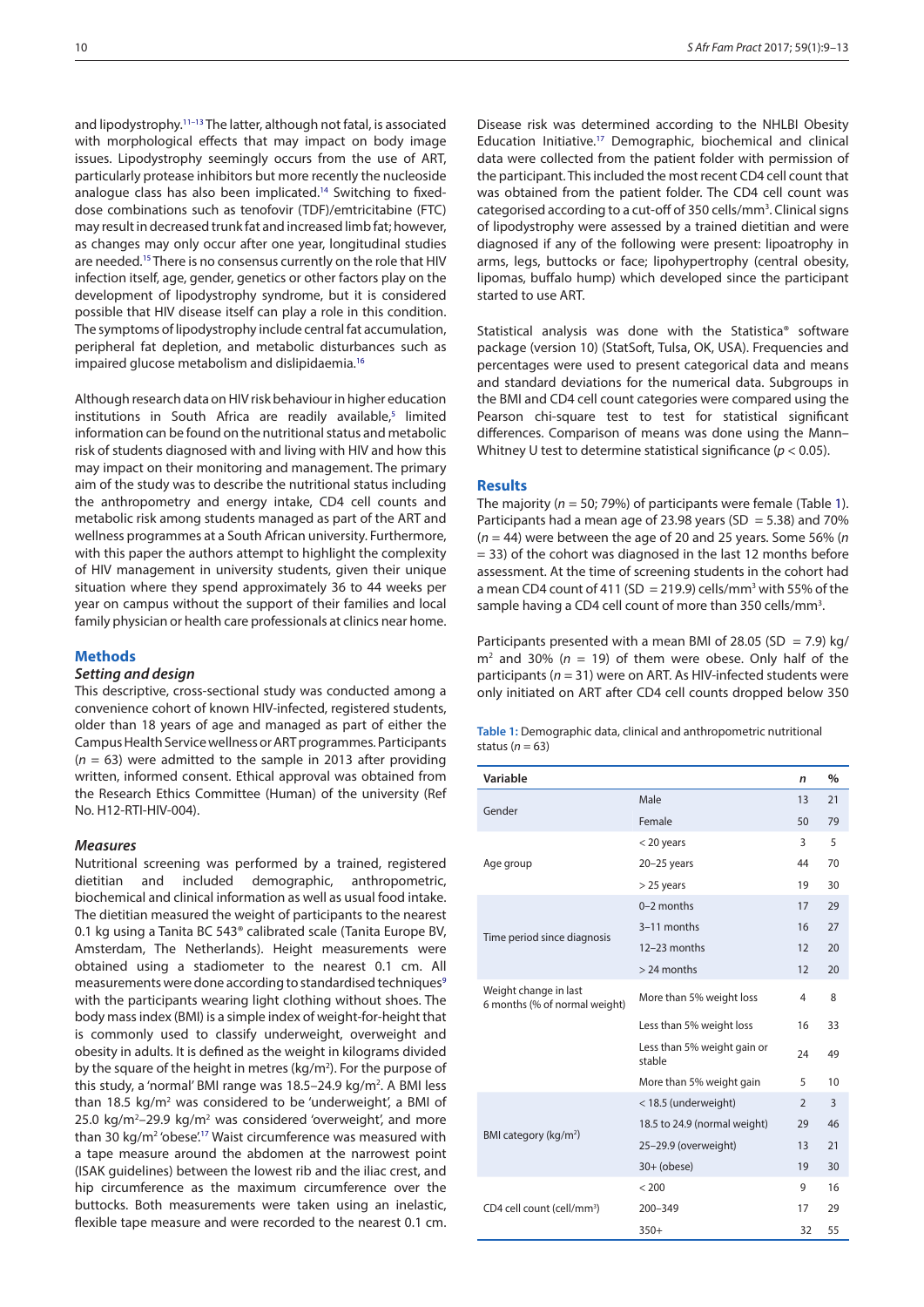and lipodystrophy.[11–13] The latter, although not fatal, is associated with morphological effects that may impact on body image issues. Lipodystrophy seemingly occurs from the use of ART, particularly protease inhibitors but more recently the nucleoside analogue class has also been implicated.[14] Switching to fixed-dose combinations such as tenofovir (TDF)/emtricitabine (FTC) may result in decreased trunk fat and increased limb fat; however, as changes may only occur after one year, longitudinal studies are needed.[15] There is no consensus currently on the role that HIV infection itself, age, gender, genetics or other factors play on the development of lipodystrophy syndrome, but it is considered possible that HIV disease itself can play a role in this condition. The symptoms of lipodystrophy include central fat accumulation, peripheral fat depletion, and metabolic disturbances such as impaired glucose metabolism and dislipidaemia.[16]

Although research data on HIV risk behaviour in higher education institutions in South Africa are readily available,[5] limited information can be found on the nutritional status and metabolic risk of students diagnosed with and living with HIV and how this may impact on their monitoring and management. The primary aim of the study was to describe the nutritional status including the anthropometry and energy intake, CD4 cell counts and metabolic risk among students managed as part of the ART and wellness programmes at a South African university. Furthermore, with this paper the authors attempt to highlight the complexity of HIV management in university students, given their unique situation where they spend approximately 36 to 44 weeks per year on campus without the support of their families and local family physician or health care professionals at clinics near home.

## Methods

### Setting and design

This descriptive, cross-sectional study was conducted among a convenience cohort of known HIV-infected, registered students, older than 18 years of age and managed as part of either the Campus Health Service wellness or ART programmes. Participants ($n$ = 63) were admitted to the sample in 2013 after providing written, informed consent. Ethical approval was obtained from the Research Ethics Committee (Human) of the university (Ref No. H12-RTI-HIV-004).

### Measures

Nutritional screening was performed by a trained, registered dietitian and included demographic, anthropometric, biochemical and clinical information as well as usual food intake. The dietitian measured the weight of participants to the nearest 0.1 kg using a Tanita BC 543® calibrated scale (Tanita Europe BV, Amsterdam, The Netherlands). Height measurements were obtained using a stadiometer to the nearest 0.1 cm. All measurements were done according to standardised techniques[9] with the participants wearing light clothing without shoes. The body mass index (BMI) is a simple index of weight-for-height that is commonly used to classify underweight, overweight and obesity in adults. It is defined as the weight in kilograms divided by the square of the height in metres (kg/m$^2$). For the purpose of this study, a 'normal' BMI range was 18.5–24.9 kg/m$^2$. A BMI less than 18.5 kg/m$^2$ was considered to be 'underweight', a BMI of 25.0 kg/m$^2$–29.9 kg/m$^2$ was considered 'overweight', and more than 30 kg/m$^2$ 'obese'.[17] Waist circumference was measured with a tape measure around the abdomen at the narrowest point (ISAK guidelines) between the lowest rib and the iliac crest, and hip circumference as the maximum circumference over the buttocks. Both measurements were taken using an inelastic, flexible tape measure and were recorded to the nearest 0.1 cm. Disease risk was determined according to the NHLBI Obesity Education Initiative.[17] Demographic, biochemical and clinical data were collected from the patient folder with permission of the participant. This included the most recent CD4 cell count that was obtained from the patient folder. The CD4 cell count was categorised according to a cut-off of 350 cells/mm$^3$. Clinical signs of lipodystrophy were assessed by a trained dietitian and were diagnosed if any of the following were present: lipoatrophy in arms, legs, buttocks or face; lipohypertrophy (central obesity, lipomas, buffalo hump) which developed since the participant started to use ART.

Statistical analysis was done with the Statistica® software package (version 10) (StatSoft, Tulsa, OK, USA). Frequencies and percentages were used to present categorical data and means and standard deviations for the numerical data. Subgroups in the BMI and CD4 cell count categories were compared using the Pearson chi-square test to test for statistical significant differences. Comparison of means was done using the Mann–Whitney U test to determine statistical significance ($p < 0.05$).

## Results

The majority ($n$ = 50; 79%) of participants were female (Table 1). Participants had a mean age of 23.98 years (SD = 5.38) and 70% ($n$ = 44) were between the age of 20 and 25 years. Some 56% ($n$ = 33) of the cohort was diagnosed in the last 12 months before assessment. At the time of screening students in the cohort had a mean CD4 count of 411 (SD = 219.9) cells/mm$^3$ with 55% of the sample having a CD4 cell count of more than 350 cells/mm$^3$.

Participants presented with a mean BMI of 28.05 (SD = 7.9) kg/m$^2$ and 30% ($n$ = 19) of them were obese. Only half of the participants ($n$ = 31) were on ART. As HIV-infected students were only initiated on ART after CD4 cell counts dropped below 350

**Table 1:** Demographic data, clinical and anthropometric nutritional status ($n$ = 63)

| Variable | | $n$ | % |
|---|---|---|---|
| Gender | Male | 13 | 21 |
| | Female | 50 | 79 |
| Age group | < 20 years | 3 | 5 |
| | 20–25 years | 44 | 70 |
| | > 25 years | 19 | 30 |
| Time period since diagnosis | 0–2 months | 17 | 29 |
| | 3–11 months | 16 | 27 |
| | 12–23 months | 12 | 20 |
| | > 24 months | 12 | 20 |
| Weight change in last 6 months (% of normal weight) | More than 5% weight loss | 4 | 8 |
| | Less than 5% weight loss | 16 | 33 |
| | Less than 5% weight gain or stable | 24 | 49 |
| | More than 5% weight gain | 5 | 10 |
| BMI category (kg/m$^2$) | < 18.5 (underweight) | 2 | 3 |
| | 18.5 to 24.9 (normal weight) | 29 | 46 |
| | 25–29.9 (overweight) | 13 | 21 |
| | 30+ (obese) | 19 | 30 |
| CD4 cell count (cell/mm$^3$) | < 200 | 9 | 16 |
| | 200–349 | 17 | 29 |
| | 350+ | 32 | 55 |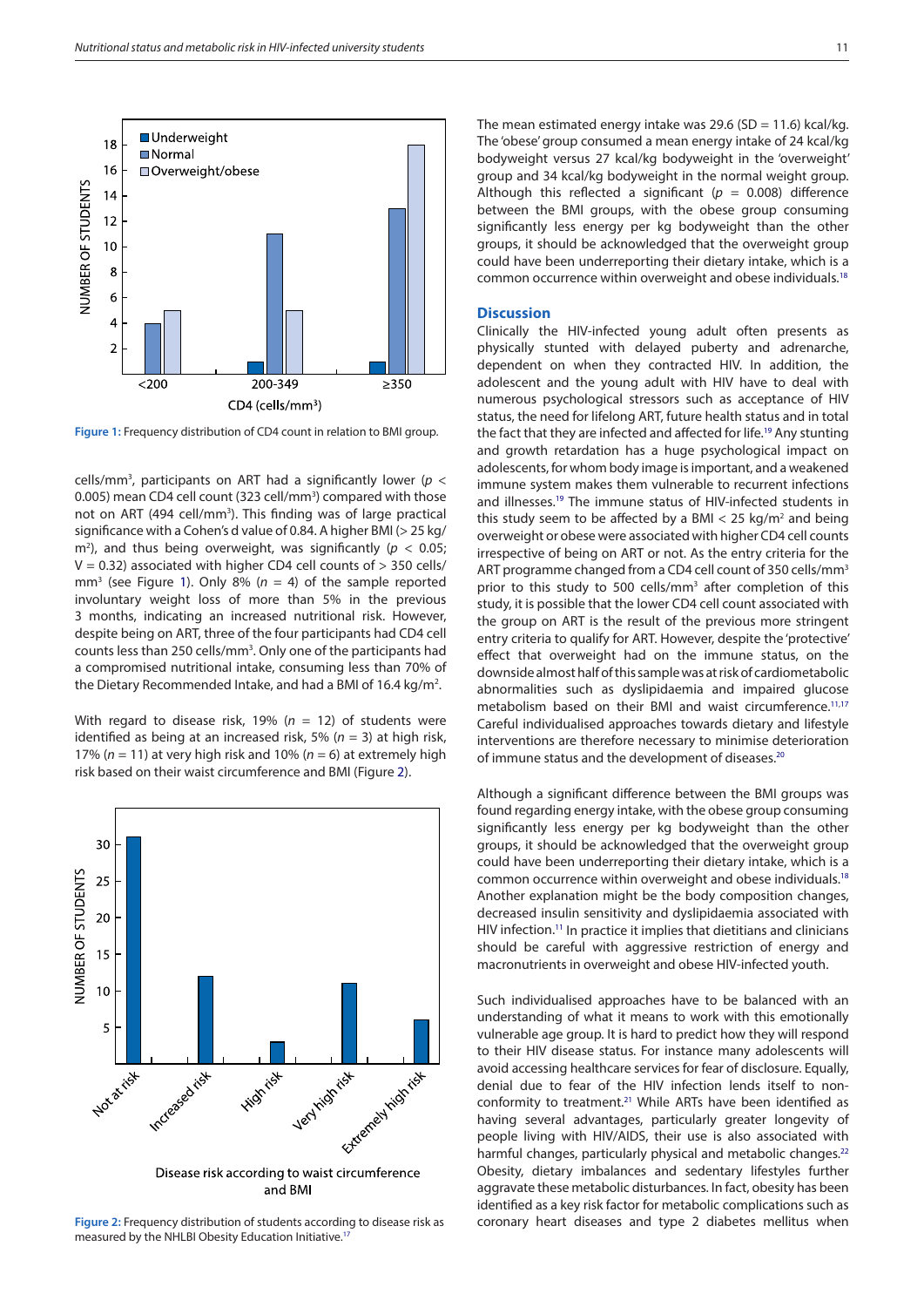Figure 1: Frequency distribution of CD4 count in relation to BMI group.

cells/mm³, participants on ART had a significantly lower ($p < 0.005$) mean CD4 cell count (323 cell/mm³) compared with those not on ART (494 cell/mm³). This finding was of large practical significance with a Cohen's d value of 0.84. A higher BMI (> 25 kg/m²), and thus being overweight, was significantly ($p < 0.05$; V = 0.32) associated with higher CD4 cell counts of > 350 cells/mm³ (see Figure 1). Only 8% ($n$ = 4) of the sample reported involuntary weight loss of more than 5% in the previous 3 months, indicating an increased nutritional risk. However, despite being on ART, three of the four participants had CD4 cell counts less than 250 cells/mm³. Only one of the participants had a compromised nutritional intake, consuming less than 70% of the Dietary Recommended Intake, and had a BMI of 16.4 kg/m².

With regard to disease risk, 19% ($n$ = 12) of students were identified as being at an increased risk, 5% ($n$ = 3) at high risk, 17% ($n$ = 11) at very high risk and 10% ($n$ = 6) at extremely high risk based on their waist circumference and BMI (Figure 2).

Figure 2: Frequency distribution of students according to disease risk as measured by the NHLBI Obesity Education Initiative.[17]

The mean estimated energy intake was 29.6 (SD = 11.6) kcal/kg. The 'obese' group consumed a mean energy intake of 24 kcal/kg bodyweight versus 27 kcal/kg bodyweight in the 'overweight' group and 34 kcal/kg bodyweight in the normal weight group. Although this reflected a significant ($p$ = 0.008) difference between the BMI groups, with the obese group consuming significantly less energy per kg bodyweight than the other groups, it should be acknowledged that the overweight group could have been underreporting their dietary intake, which is a common occurrence within overweight and obese individuals.[18]

## Discussion

Clinically the HIV-infected young adult often presents as physically stunted with delayed puberty and adrenarche, dependent on when they contracted HIV. In addition, the adolescent and the young adult with HIV have to deal with numerous psychological stressors such as acceptance of HIV status, the need for lifelong ART, future health status and in total the fact that they are infected and affected for life.[19] Any stunting and growth retardation has a huge psychological impact on adolescents, for whom body image is important, and a weakened immune system makes them vulnerable to recurrent infections and illnesses.[19] The immune status of HIV-infected students in this study seem to be affected by a BMI < 25 kg/m² and being overweight or obese were associated with higher CD4 cell counts irrespective of being on ART or not. As the entry criteria for the ART programme changed from a CD4 cell count of 350 cells/mm³ prior to this study to 500 cells/mm³ after completion of this study, it is possible that the lower CD4 cell count associated with the group on ART is the result of the previous more stringent entry criteria to qualify for ART. However, despite the 'protective' effect that overweight had on the immune status, on the downside almost half of this sample was at risk of cardiometabolic abnormalities such as dyslipidaemia and impaired glucose metabolism based on their BMI and waist circumference.[11,17] Careful individualised approaches towards dietary and lifestyle interventions are therefore necessary to minimise deterioration of immune status and the development of diseases.[20]

Although a significant difference between the BMI groups was found regarding energy intake, with the obese group consuming significantly less energy per kg bodyweight than the other groups, it should be acknowledged that the overweight group could have been underreporting their dietary intake, which is a common occurrence within overweight and obese individuals.[18] Another explanation might be the body composition changes, decreased insulin sensitivity and dyslipidaemia associated with HIV infection.[11] In practice it implies that dietitians and clinicians should be careful with aggressive restriction of energy and macronutrients in overweight and obese HIV-infected youth.

Such individualised approaches have to be balanced with an understanding of what it means to work with this emotionally vulnerable age group. It is hard to predict how they will respond to their HIV disease status. For instance many adolescents will avoid accessing healthcare services for fear of disclosure. Equally, denial due to fear of the HIV infection lends itself to non-conformity to treatment.[21] While ARTs have been identified as having several advantages, particularly greater longevity of people living with HIV/AIDS, their use is also associated with harmful changes, particularly physical and metabolic changes.[22] Obesity, dietary imbalances and sedentary lifestyles further aggravate these metabolic disturbances. In fact, obesity has been identified as a key risk factor for metabolic complications such as coronary heart diseases and type 2 diabetes mellitus when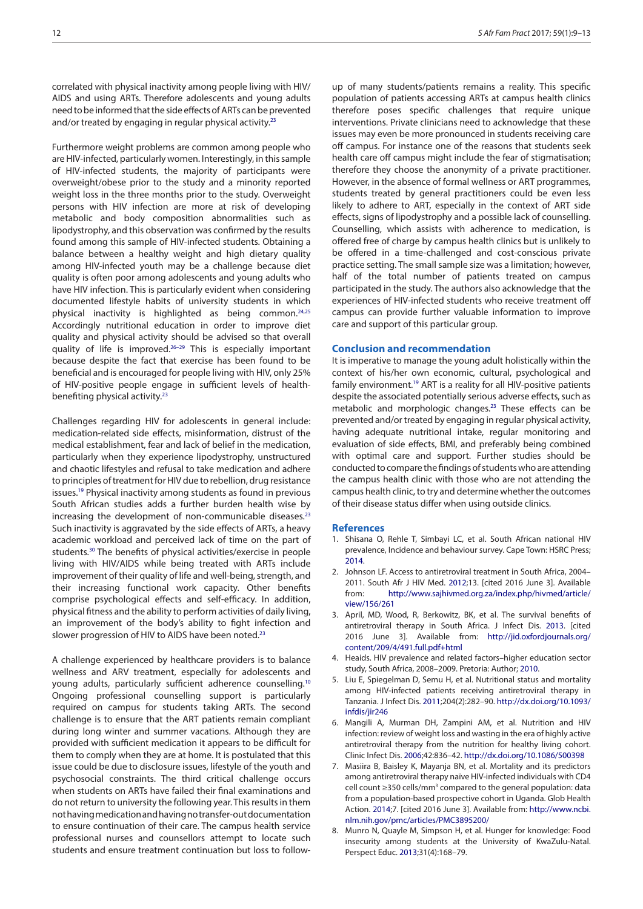correlated with physical inactivity among people living with HIV/AIDS and using ARTs. Therefore adolescents and young adults need to be informed that the side effects of ARTs can be prevented and/or treated by engaging in regular physical activity.[23]

Furthermore weight problems are common among people who are HIV-infected, particularly women. Interestingly, in this sample of HIV-infected students, the majority of participants were overweight/obese prior to the study and a minority reported weight loss in the three months prior to the study. Overweight persons with HIV infection are more at risk of developing metabolic and body composition abnormalities such as lipodystrophy, and this observation was confirmed by the results found among this sample of HIV-infected students. Obtaining a balance between a healthy weight and high dietary quality among HIV-infected youth may be a challenge because diet quality is often poor among adolescents and young adults who have HIV infection. This is particularly evident when considering documented lifestyle habits of university students in which physical inactivity is highlighted as being common.[24,25] Accordingly nutritional education in order to improve diet quality and physical activity should be advised so that overall quality of life is improved.[26–29] This is especially important because despite the fact that exercise has been found to be beneficial and is encouraged for people living with HIV, only 25% of HIV-positive people engage in sufficient levels of health-benefiting physical activity.[23]

Challenges regarding HIV for adolescents in general include: medication-related side effects, misinformation, distrust of the medical establishment, fear and lack of belief in the medication, particularly when they experience lipodystrophy, unstructured and chaotic lifestyles and refusal to take medication and adhere to principles of treatment for HIV due to rebellion, drug resistance issues.[19] Physical inactivity among students as found in previous South African studies adds a further burden health wise by increasing the development of non-communicable diseases.[23] Such inactivity is aggravated by the side effects of ARTs, a heavy academic workload and perceived lack of time on the part of students.[30] The benefits of physical activities/exercise in people living with HIV/AIDS while being treated with ARTs include improvement of their quality of life and well-being, strength, and their increasing functional work capacity. Other benefits comprise psychological effects and self-efficacy. In addition, physical fitness and the ability to perform activities of daily living, an improvement of the body's ability to fight infection and slower progression of HIV to AIDS have been noted.[23]

A challenge experienced by healthcare providers is to balance wellness and ARV treatment, especially for adolescents and young adults, particularly sufficient adherence counselling.[10] Ongoing professional counselling support is particularly required on campus for students taking ARTs. The second challenge is to ensure that the ART patients remain compliant during long winter and summer vacations. Although they are provided with sufficient medication it appears to be difficult for them to comply when they are at home. It is postulated that this issue could be due to disclosure issues, lifestyle of the youth and psychosocial constraints. The third critical challenge occurs when students on ARTs have failed their final examinations and do not return to university the following year. This results in them not having medication and having no transfer-out documentation to ensure continuation of their care. The campus health service professional nurses and counsellors attempt to locate such students and ensure treatment continuation but loss to follow-up of many students/patients remains a reality. This specific population of patients accessing ARTs at campus health clinics therefore poses specific challenges that require unique interventions. Private clinicians need to acknowledge that these issues may even be more pronounced in students receiving care off campus. For instance one of the reasons that students seek health care off campus might include the fear of stigmatisation; therefore they choose the anonymity of a private practitioner. However, in the absence of formal wellness or ART programmes, students treated by general practitioners could be even less likely to adhere to ART, especially in the context of ART side effects, signs of lipodystrophy and a possible lack of counselling. Counselling, which assists with adherence to medication, is offered free of charge by campus health clinics but is unlikely to be offered in a time-challenged and cost-conscious private practice setting. The small sample size was a limitation; however, half of the total number of patients treated on campus participated in the study. The authors also acknowledge that the experiences of HIV-infected students who receive treatment off campus can provide further valuable information to improve care and support of this particular group.

## Conclusion and recommendation

It is imperative to manage the young adult holistically within the context of his/her own economic, cultural, psychological and family environment.[19] ART is a reality for all HIV-positive patients despite the associated potentially serious adverse effects, such as metabolic and morphologic changes.[23] These effects can be prevented and/or treated by engaging in regular physical activity, having adequate nutritional intake, regular monitoring and evaluation of side effects, BMI, and preferably being combined with optimal care and support. Further studies should be conducted to compare the findings of students who are attending the campus health clinic with those who are not attending the campus health clinic, to try and determine whether the outcomes of their disease status differ when using outside clinics.

## References

1. Shisana O, Rehle T, Simbayi LC, et al. South African national HIV prevalence, Incidence and behaviour survey. Cape Town: HSRC Press; 2014.
2. Johnson LF. Access to antiretroviral treatment in South Africa, 2004–2011. South Afr J HIV Med. 2012;13. [cited 2016 June 3]. Available from: http://www.sajhivmed.org.za/index.php/hivmed/article/view/156/261
3. April, MD, Wood, R, Berkowitz, BK, et al. The survival benefits of antiretroviral therapy in South Africa. J Infect Dis. 2013. [cited 2016 June 3]. Available from: http://jid.oxfordjournals.org/content/209/4/491.full.pdf+html
4. Heaids. HIV prevalence and related factors–higher education sector study, South Africa, 2008–2009. Pretoria: Author; 2010.
5. Liu E, Spiegelman D, Semu H, et al. Nutritional status and mortality among HIV-infected patients receiving antiretroviral therapy in Tanzania. J Infect Dis. 2011;204(2):282–90. http://dx.doi.org/10.1093/infdis/jir246
6. Mangili A, Murman DH, Zampini AM, et al. Nutrition and HIV infection: review of weight loss and wasting in the era of highly active antiretroviral therapy from the nutrition for healthy living cohort. Clinic Infect Dis. 2006;42:836–42. http://dx.doi.org/10.1086/500398
7. Masiira B, Baisley K, Mayanja BN, et al. Mortality and its predictors among antiretroviral therapy naïve HIV-infected individuals with CD4 cell count ≥350 cells/mm$^3$ compared to the general population: data from a population-based prospective cohort in Uganda. Glob Health Action. 2014;7. [cited 2016 June 3]. Available from: http://www.ncbi.nlm.nih.gov/pmc/articles/PMC3895200/
8. Munro N, Quayle M, Simpson H, et al. Hunger for knowledge: Food insecurity among students at the University of KwaZulu-Natal. Perspect Educ. 2013;31(4):168–79.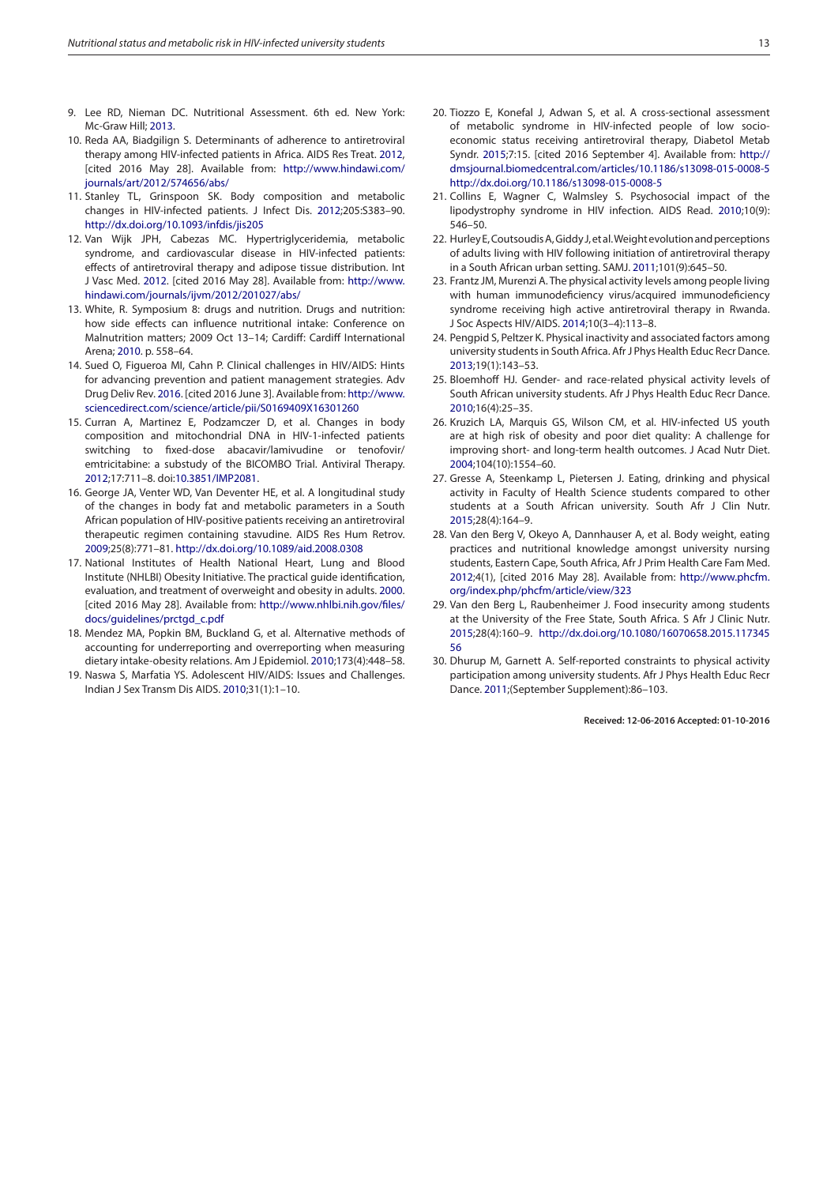9. Lee RD, Nieman DC. Nutritional Assessment. 6th ed. New York: Mc-Graw Hill; 2013.
10. Reda AA, Biadgilign S. Determinants of adherence to antiretroviral therapy among HIV-infected patients in Africa. AIDS Res Treat. 2012, [cited 2016 May 28]. Available from: http://www.hindawi.com/journals/art/2012/574656/abs/
11. Stanley TL, Grinspoon SK. Body composition and metabolic changes in HIV-infected patients. J Infect Dis. 2012;205:S383–90. http://dx.doi.org/10.1093/infdis/jis205
12. Van Wijk JPH, Cabezas MC. Hypertriglyceridemia, metabolic syndrome, and cardiovascular disease in HIV-infected patients: effects of antiretroviral therapy and adipose tissue distribution. Int J Vasc Med. 2012. [cited 2016 May 28]. Available from: http://www.hindawi.com/journals/ijvm/2012/201027/abs/
13. White, R. Symposium 8: drugs and nutrition. Drugs and nutrition: how side effects can influence nutritional intake: Conference on Malnutrition matters; 2009 Oct 13–14; Cardiff: Cardiff International Arena; 2010. p. 558–64.
14. Sued O, Figueroa MI, Cahn P. Clinical challenges in HIV/AIDS: Hints for advancing prevention and patient management strategies. Adv Drug Deliv Rev. 2016. [cited 2016 June 3]. Available from: http://www.sciencedirect.com/science/article/pii/S0169409X16301260
15. Curran A, Martinez E, Podzamczer D, et al. Changes in body composition and mitochondrial DNA in HIV-1-infected patients switching to fixed-dose abacavir/lamivudine or tenofovir/emtricitabine: a substudy of the BICOMBO Trial. Antiviral Therapy. 2012;17:711–8. doi:10.3851/IMP2081.
16. George JA, Venter WD, Van Deventer HE, et al. A longitudinal study of the changes in body fat and metabolic parameters in a South African population of HIV-positive patients receiving an antiretroviral therapeutic regimen containing stavudine. AIDS Res Hum Retrov. 2009;25(8):771–81. http://dx.doi.org/10.1089/aid.2008.0308
17. National Institutes of Health National Heart, Lung and Blood Institute (NHLBI) Obesity Initiative. The practical guide identification, evaluation, and treatment of overweight and obesity in adults. 2000. [cited 2016 May 28]. Available from: http://www.nhlbi.nih.gov/files/docs/guidelines/prctgd_c.pdf
18. Mendez MA, Popkin BM, Buckland G, et al. Alternative methods of accounting for underreporting and overreporting when measuring dietary intake-obesity relations. Am J Epidemiol. 2010;173(4):448–58.
19. Naswa S, Marfatia YS. Adolescent HIV/AIDS: Issues and Challenges. Indian J Sex Transm Dis AIDS. 2010;31(1):1–10.
20. Tiozzo E, Konefal J, Adwan S, et al. A cross-sectional assessment of metabolic syndrome in HIV-infected people of low socio-economic status receiving antiretroviral therapy, Diabetol Metab Syndr. 2015;7:15. [cited 2016 September 4]. Available from: http://dmsjournal.biomedcentral.com/articles/10.1186/s13098-015-0008-5 http://dx.doi.org/10.1186/s13098-015-0008-5
21. Collins E, Wagner C, Walmsley S. Psychosocial impact of the lipodystrophy syndrome in HIV infection. AIDS Read. 2010;10(9): 546–50.
22. Hurley E, Coutsoudis A, Giddy J, et al. Weight evolution and perceptions of adults living with HIV following initiation of antiretroviral therapy in a South African urban setting. SAMJ. 2011;101(9):645–50.
23. Frantz JM, Murenzi A. The physical activity levels among people living with human immunodeficiency virus/acquired immunodeficiency syndrome receiving high active antiretroviral therapy in Rwanda. J Soc Aspects HIV/AIDS. 2014;10(3–4):113–8.
24. Pengpid S, Peltzer K. Physical inactivity and associated factors among university students in South Africa. Afr J Phys Health Educ Recr Dance. 2013;19(1):143–53.
25. Bloemhoff HJ. Gender- and race-related physical activity levels of South African university students. Afr J Phys Health Educ Recr Dance. 2010;16(4):25–35.
26. Kruzich LA, Marquis GS, Wilson CM, et al. HIV-infected US youth are at high risk of obesity and poor diet quality: A challenge for improving short- and long-term health outcomes. J Acad Nutr Diet. 2004;104(10):1554–60.
27. Gresse A, Steenkamp L, Pietersen J. Eating, drinking and physical activity in Faculty of Health Science students compared to other students at a South African university. South Afr J Clin Nutr. 2015;28(4):164–9.
28. Van den Berg V, Okeyo A, Dannhauser A, et al. Body weight, eating practices and nutritional knowledge amongst university nursing students, Eastern Cape, South Africa, Afr J Prim Health Care Fam Med. 2012;4(1), [cited 2016 May 28]. Available from: http://www.phcfm.org/index.php/phcfm/article/view/323
29. Van den Berg L, Raubenheimer J. Food insecurity among students at the University of the Free State, South Africa. S Afr J Clinic Nutr. 2015;28(4):160–9. http://dx.doi.org/10.1080/16070658.2015.11734556
30. Dhurup M, Garnett A. Self-reported constraints to physical activity participation among university students. Afr J Phys Health Educ Recr Dance. 2011;(September Supplement):86–103.

**Received: 12-06-2016 Accepted: 01-10-2016**